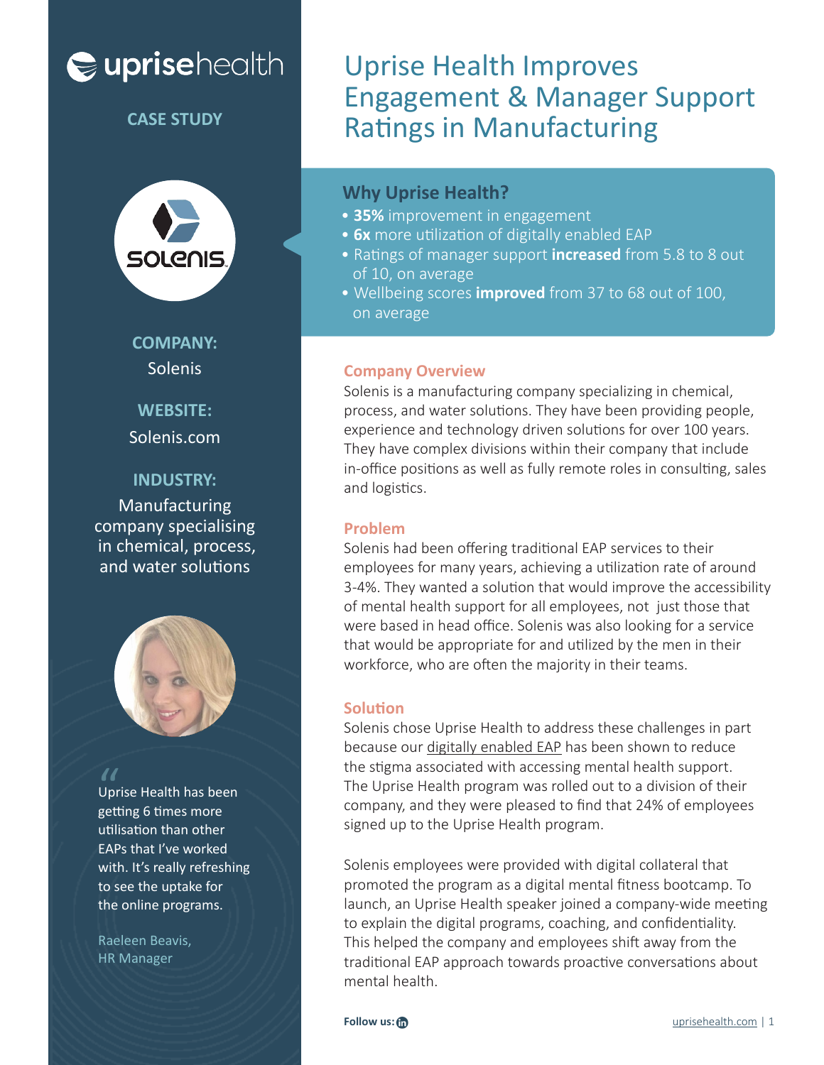uprisehealth

**CASE STUDY**

**COMPANY:**
Solenis

**WEBSITE:**
Solenis.com

**INDUSTRY:**
Manufacturing company specialising in chemical, process, and water solutions

> Uprise Health has been getting 6 times more utilisation than other EAPs that I've worked with. It's really refreshing to see the uptake for the online programs.
>
> Raeleen Beavis, HR Manager

# Uprise Health Improves Engagement & Manager Support Ratings in Manufacturing

## Why Uprise Health?

- **35%** improvement in engagement
- **6x** more utilization of digitally enabled EAP
- Ratings of manager support **increased** from 5.8 to 8 out of 10, on average
- Wellbeing scores **improved** from 37 to 68 out of 100, on average

## Company Overview

Solenis is a manufacturing company specializing in chemical, process, and water solutions. They have been providing people, experience and technology driven solutions for over 100 years. They have complex divisions within their company that include in-office positions as well as fully remote roles in consulting, sales and logistics.

## Problem

Solenis had been offering traditional EAP services to their employees for many years, achieving a utilization rate of around 3-4%. They wanted a solution that would improve the accessibility of mental health support for all employees, not just those that were based in head office. Solenis was also looking for a service that would be appropriate for and utilized by the men in their workforce, who are often the majority in their teams.

## Solution

Solenis chose Uprise Health to address these challenges in part because our digitally enabled EAP has been shown to reduce the stigma associated with accessing mental health support. The Uprise Health program was rolled out to a division of their company, and they were pleased to find that 24% of employees signed up to the Uprise Health program.

Solenis employees were provided with digital collateral that promoted the program as a digital mental fitness bootcamp. To launch, an Uprise Health speaker joined a company-wide meeting to explain the digital programs, coaching, and confidentiality. This helped the company and employees shift away from the traditional EAP approach towards proactive conversations about mental health.

**Follow us:**

uprisehealth.com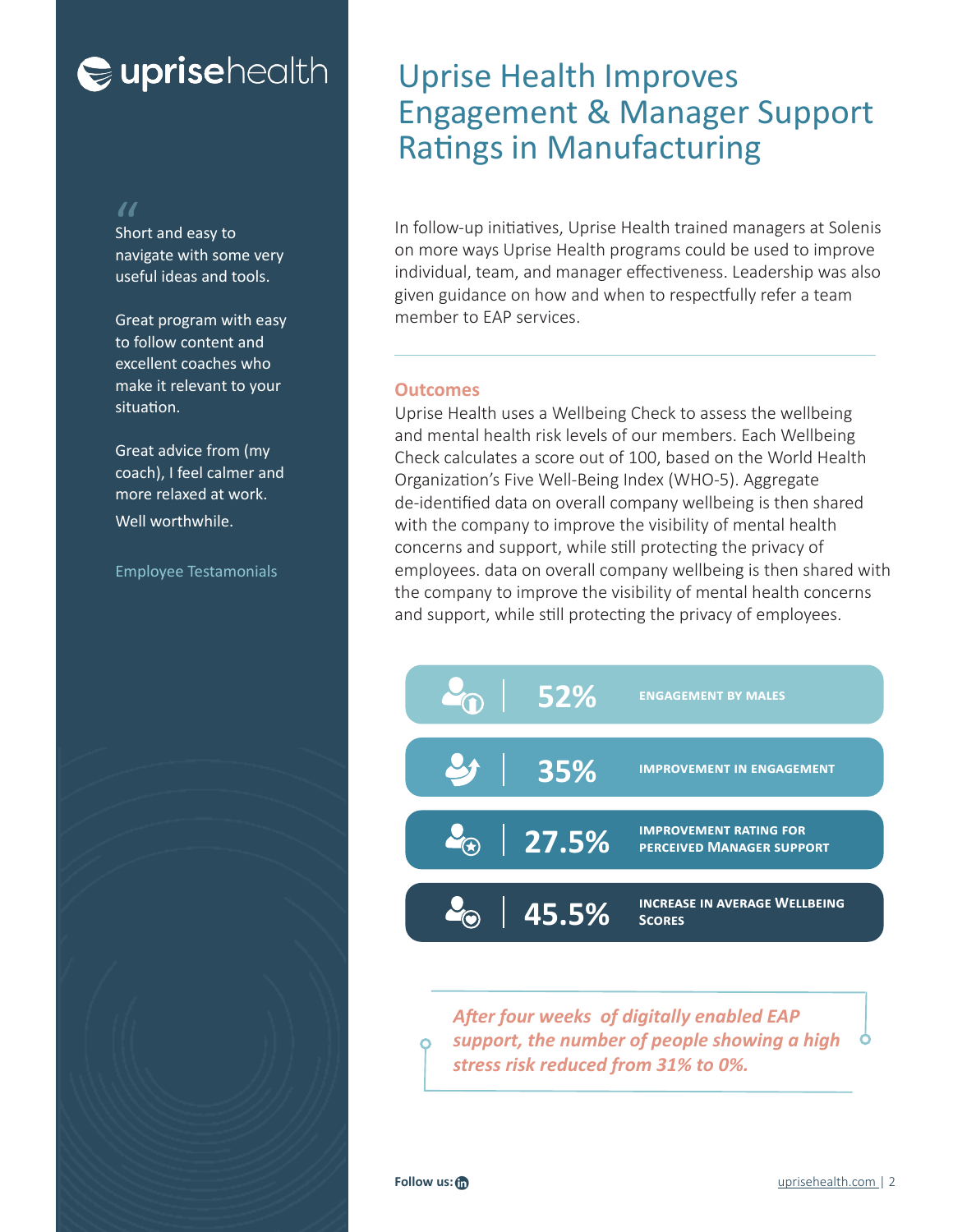# Uprise Health Improves Engagement & Manager Support Ratings in Manufacturing

In follow-up initiatives, Uprise Health trained managers at Solenis on more ways Uprise Health programs could be used to improve individual, team, and manager effectiveness. Leadership was also given guidance on how and when to respectfully refer a team member to EAP services.

## Outcomes

Uprise Health uses a Wellbeing Check to assess the wellbeing and mental health risk levels of our members. Each Wellbeing Check calculates a score out of 100, based on the World Health Organization's Five Well-Being Index (WHO-5). Aggregate de-identified data on overall company wellbeing is then shared with the company to improve the visibility of mental health concerns and support, while still protecting the privacy of employees. data on overall company wellbeing is then shared with the company to improve the visibility of mental health concerns and support, while still protecting the privacy of employees.

**52%** ENGAGEMENT BY MALES

**35%** IMPROVEMENT IN ENGAGEMENT

**27.5%** IMPROVEMENT RATING FOR PERCEIVED MANAGER SUPPORT

**45.5%** INCREASE IN AVERAGE WELLBEING SCORES

*After four weeks of digitally enabled EAP support, the number of people showing a high stress risk reduced from 31% to 0%.*

"Short and easy to navigate with some very useful ideas and tools.

Great program with easy to follow content and excellent coaches who make it relevant to your situation.

Great advice from (my coach), I feel calmer and more relaxed at work.

Well worthwhile.

Employee Testimonials

Follow us:

uprisehealth.com